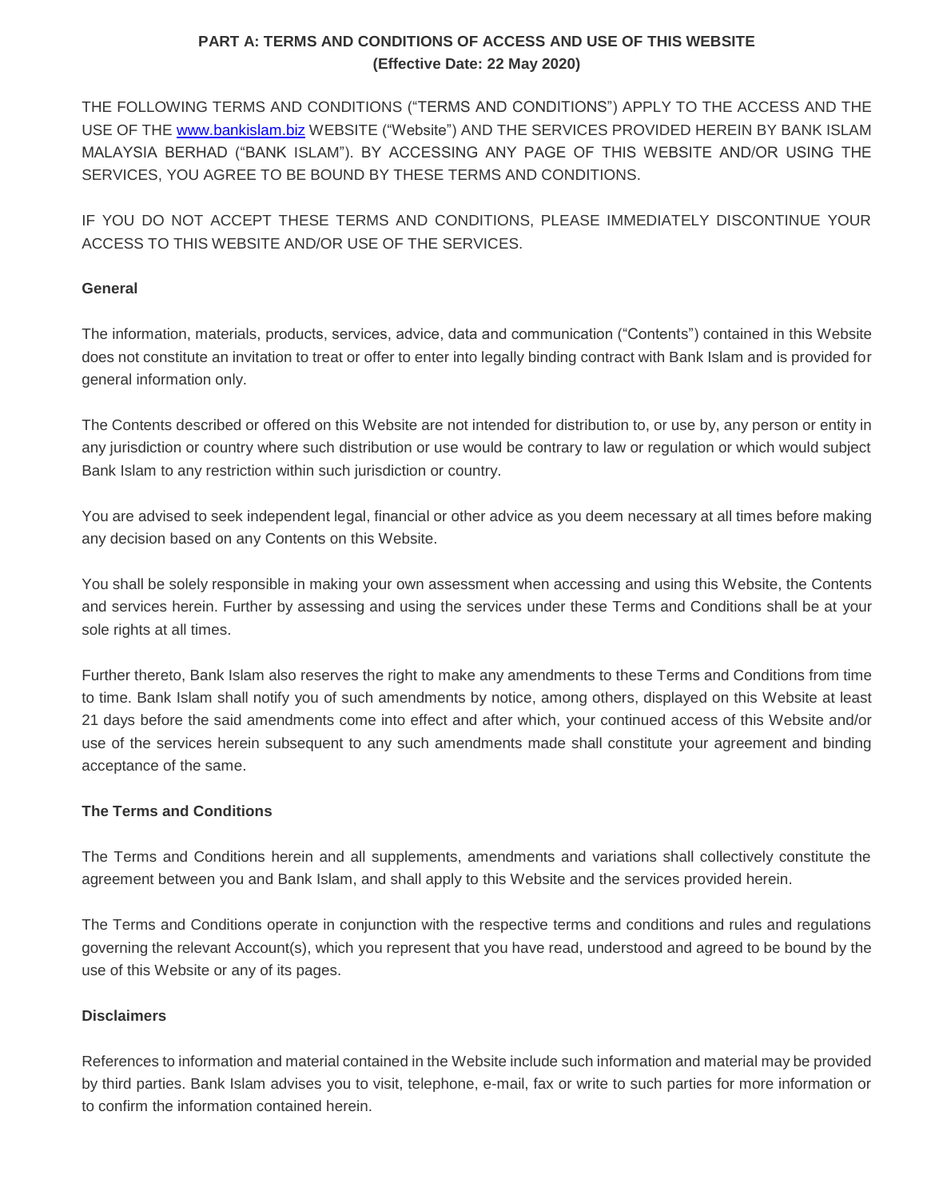## PART A: TERMS AND CONDITIONS OF ACCESS AND USE OF THIS WEBSITE
**(Effective Date: 22 May 2020)**

THE FOLLOWING TERMS AND CONDITIONS ("TERMS AND CONDITIONS") APPLY TO THE ACCESS AND THE USE OF THE [www.bankislam.biz](http://www.bankislam.biz) WEBSITE ("Website") AND THE SERVICES PROVIDED HEREIN BY BANK ISLAM MALAYSIA BERHAD ("BANK ISLAM"). BY ACCESSING ANY PAGE OF THIS WEBSITE AND/OR USING THE SERVICES, YOU AGREE TO BE BOUND BY THESE TERMS AND CONDITIONS.

IF YOU DO NOT ACCEPT THESE TERMS AND CONDITIONS, PLEASE IMMEDIATELY DISCONTINUE YOUR ACCESS TO THIS WEBSITE AND/OR USE OF THE SERVICES.

### General

The information, materials, products, services, advice, data and communication ("Contents") contained in this Website does not constitute an invitation to treat or offer to enter into legally binding contract with Bank Islam and is provided for general information only.

The Contents described or offered on this Website are not intended for distribution to, or use by, any person or entity in any jurisdiction or country where such distribution or use would be contrary to law or regulation or which would subject Bank Islam to any restriction within such jurisdiction or country.

You are advised to seek independent legal, financial or other advice as you deem necessary at all times before making any decision based on any Contents on this Website.

You shall be solely responsible in making your own assessment when accessing and using this Website, the Contents and services herein. Further by assessing and using the services under these Terms and Conditions shall be at your sole rights at all times.

Further thereto, Bank Islam also reserves the right to make any amendments to these Terms and Conditions from time to time. Bank Islam shall notify you of such amendments by notice, among others, displayed on this Website at least 21 days before the said amendments come into effect and after which, your continued access of this Website and/or use of the services herein subsequent to any such amendments made shall constitute your agreement and binding acceptance of the same.

### The Terms and Conditions

The Terms and Conditions herein and all supplements, amendments and variations shall collectively constitute the agreement between you and Bank Islam, and shall apply to this Website and the services provided herein.

The Terms and Conditions operate in conjunction with the respective terms and conditions and rules and regulations governing the relevant Account(s), which you represent that you have read, understood and agreed to be bound by the use of this Website or any of its pages.

### Disclaimers

References to information and material contained in the Website include such information and material may be provided by third parties. Bank Islam advises you to visit, telephone, e-mail, fax or write to such parties for more information or to confirm the information contained herein.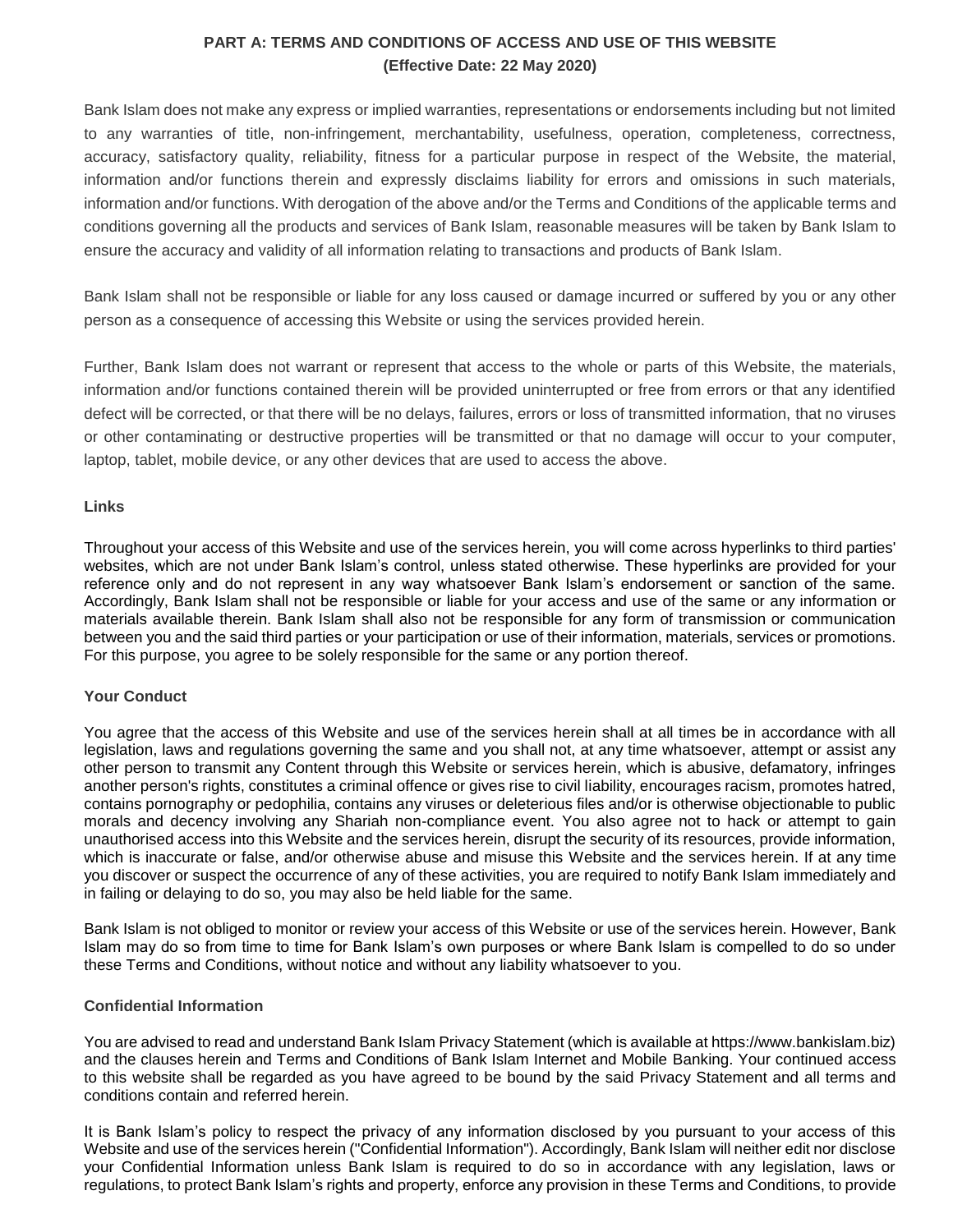## PART A: TERMS AND CONDITIONS OF ACCESS AND USE OF THIS WEBSITE
**(Effective Date: 22 May 2020)**

Bank Islam does not make any express or implied warranties, representations or endorsements including but not limited to any warranties of title, non-infringement, merchantability, usefulness, operation, completeness, correctness, accuracy, satisfactory quality, reliability, fitness for a particular purpose in respect of the Website, the material, information and/or functions therein and expressly disclaims liability for errors and omissions in such materials, information and/or functions. With derogation of the above and/or the Terms and Conditions of the applicable terms and conditions governing all the products and services of Bank Islam, reasonable measures will be taken by Bank Islam to ensure the accuracy and validity of all information relating to transactions and products of Bank Islam.

Bank Islam shall not be responsible or liable for any loss caused or damage incurred or suffered by you or any other person as a consequence of accessing this Website or using the services provided herein.

Further, Bank Islam does not warrant or represent that access to the whole or parts of this Website, the materials, information and/or functions contained therein will be provided uninterrupted or free from errors or that any identified defect will be corrected, or that there will be no delays, failures, errors or loss of transmitted information, that no viruses or other contaminating or destructive properties will be transmitted or that no damage will occur to your computer, laptop, tablet, mobile device, or any other devices that are used to access the above.

### Links

Throughout your access of this Website and use of the services herein, you will come across hyperlinks to third parties' websites, which are not under Bank Islam's control, unless stated otherwise. These hyperlinks are provided for your reference only and do not represent in any way whatsoever Bank Islam's endorsement or sanction of the same. Accordingly, Bank Islam shall not be responsible or liable for your access and use of the same or any information or materials available therein. Bank Islam shall also not be responsible for any form of transmission or communication between you and the said third parties or your participation or use of their information, materials, services or promotions. For this purpose, you agree to be solely responsible for the same or any portion thereof.

### Your Conduct

You agree that the access of this Website and use of the services herein shall at all times be in accordance with all legislation, laws and regulations governing the same and you shall not, at any time whatsoever, attempt or assist any other person to transmit any Content through this Website or services herein, which is abusive, defamatory, infringes another person's rights, constitutes a criminal offence or gives rise to civil liability, encourages racism, promotes hatred, contains pornography or pedophilia, contains any viruses or deleterious files and/or is otherwise objectionable to public morals and decency involving any Shariah non-compliance event. You also agree not to hack or attempt to gain unauthorised access into this Website and the services herein, disrupt the security of its resources, provide information, which is inaccurate or false, and/or otherwise abuse and misuse this Website and the services herein. If at any time you discover or suspect the occurrence of any of these activities, you are required to notify Bank Islam immediately and in failing or delaying to do so, you may also be held liable for the same.

Bank Islam is not obliged to monitor or review your access of this Website or use of the services herein. However, Bank Islam may do so from time to time for Bank Islam's own purposes or where Bank Islam is compelled to do so under these Terms and Conditions, without notice and without any liability whatsoever to you.

### Confidential Information

You are advised to read and understand Bank Islam Privacy Statement (which is available at https://www.bankislam.biz) and the clauses herein and Terms and Conditions of Bank Islam Internet and Mobile Banking. Your continued access to this website shall be regarded as you have agreed to be bound by the said Privacy Statement and all terms and conditions contain and referred herein.

It is Bank Islam's policy to respect the privacy of any information disclosed by you pursuant to your access of this Website and use of the services herein ("Confidential Information"). Accordingly, Bank Islam will neither edit nor disclose your Confidential Information unless Bank Islam is required to do so in accordance with any legislation, laws or regulations, to protect Bank Islam's rights and property, enforce any provision in these Terms and Conditions, to provide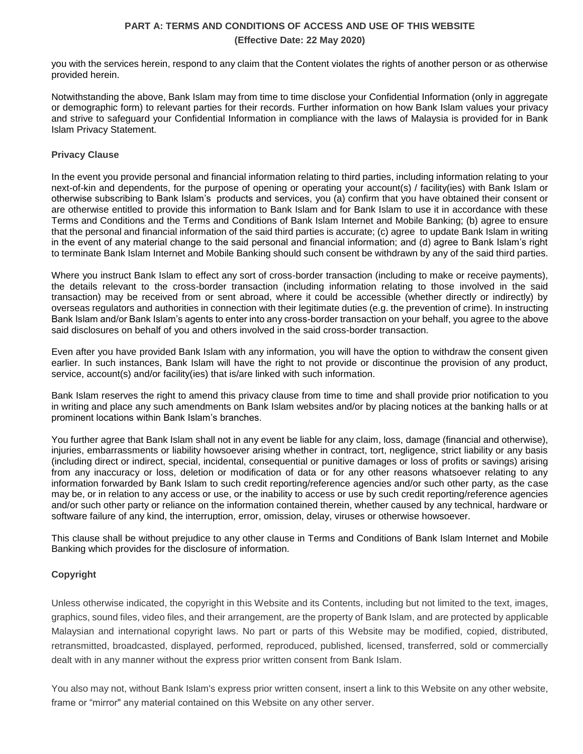you with the services herein, respond to any claim that the Content violates the rights of another person or as otherwise provided herein.

Notwithstanding the above, Bank Islam may from time to time disclose your Confidential Information (only in aggregate or demographic form) to relevant parties for their records. Further information on how Bank Islam values your privacy and strive to safeguard your Confidential Information in compliance with the laws of Malaysia is provided for in Bank Islam Privacy Statement.

**Privacy Clause**

In the event you provide personal and financial information relating to third parties, including information relating to your next-of-kin and dependents, for the purpose of opening or operating your account(s) / facility(ies) with Bank Islam or otherwise subscribing to Bank Islam's products and services, you (a) confirm that you have obtained their consent or are otherwise entitled to provide this information to Bank Islam and for Bank Islam to use it in accordance with these Terms and Conditions and the Terms and Conditions of Bank Islam Internet and Mobile Banking; (b) agree to ensure that the personal and financial information of the said third parties is accurate; (c) agree to update Bank Islam in writing in the event of any material change to the said personal and financial information; and (d) agree to Bank Islam's right to terminate Bank Islam Internet and Mobile Banking should such consent be withdrawn by any of the said third parties.

Where you instruct Bank Islam to effect any sort of cross-border transaction (including to make or receive payments), the details relevant to the cross-border transaction (including information relating to those involved in the said transaction) may be received from or sent abroad, where it could be accessible (whether directly or indirectly) by overseas regulators and authorities in connection with their legitimate duties (e.g. the prevention of crime). In instructing Bank Islam and/or Bank Islam's agents to enter into any cross-border transaction on your behalf, you agree to the above said disclosures on behalf of you and others involved in the said cross-border transaction.

Even after you have provided Bank Islam with any information, you will have the option to withdraw the consent given earlier. In such instances, Bank Islam will have the right to not provide or discontinue the provision of any product, service, account(s) and/or facility(ies) that is/are linked with such information.

Bank Islam reserves the right to amend this privacy clause from time to time and shall provide prior notification to you in writing and place any such amendments on Bank Islam websites and/or by placing notices at the banking halls or at prominent locations within Bank Islam's branches.

You further agree that Bank Islam shall not in any event be liable for any claim, loss, damage (financial and otherwise), injuries, embarrassments or liability howsoever arising whether in contract, tort, negligence, strict liability or any basis (including direct or indirect, special, incidental, consequential or punitive damages or loss of profits or savings) arising from any inaccuracy or loss, deletion or modification of data or for any other reasons whatsoever relating to any information forwarded by Bank Islam to such credit reporting/reference agencies and/or such other party, as the case may be, or in relation to any access or use, or the inability to access or use by such credit reporting/reference agencies and/or such other party or reliance on the information contained therein, whether caused by any technical, hardware or software failure of any kind, the interruption, error, omission, delay, viruses or otherwise howsoever.

This clause shall be without prejudice to any other clause in Terms and Conditions of Bank Islam Internet and Mobile Banking which provides for the disclosure of information.

**Copyright**

Unless otherwise indicated, the copyright in this Website and its Contents, including but not limited to the text, images, graphics, sound files, video files, and their arrangement, are the property of Bank Islam, and are protected by applicable Malaysian and international copyright laws. No part or parts of this Website may be modified, copied, distributed, retransmitted, broadcasted, displayed, performed, reproduced, published, licensed, transferred, sold or commercially dealt with in any manner without the express prior written consent from Bank Islam.

You also may not, without Bank Islam's express prior written consent, insert a link to this Website on any other website, frame or "mirror" any material contained on this Website on any other server.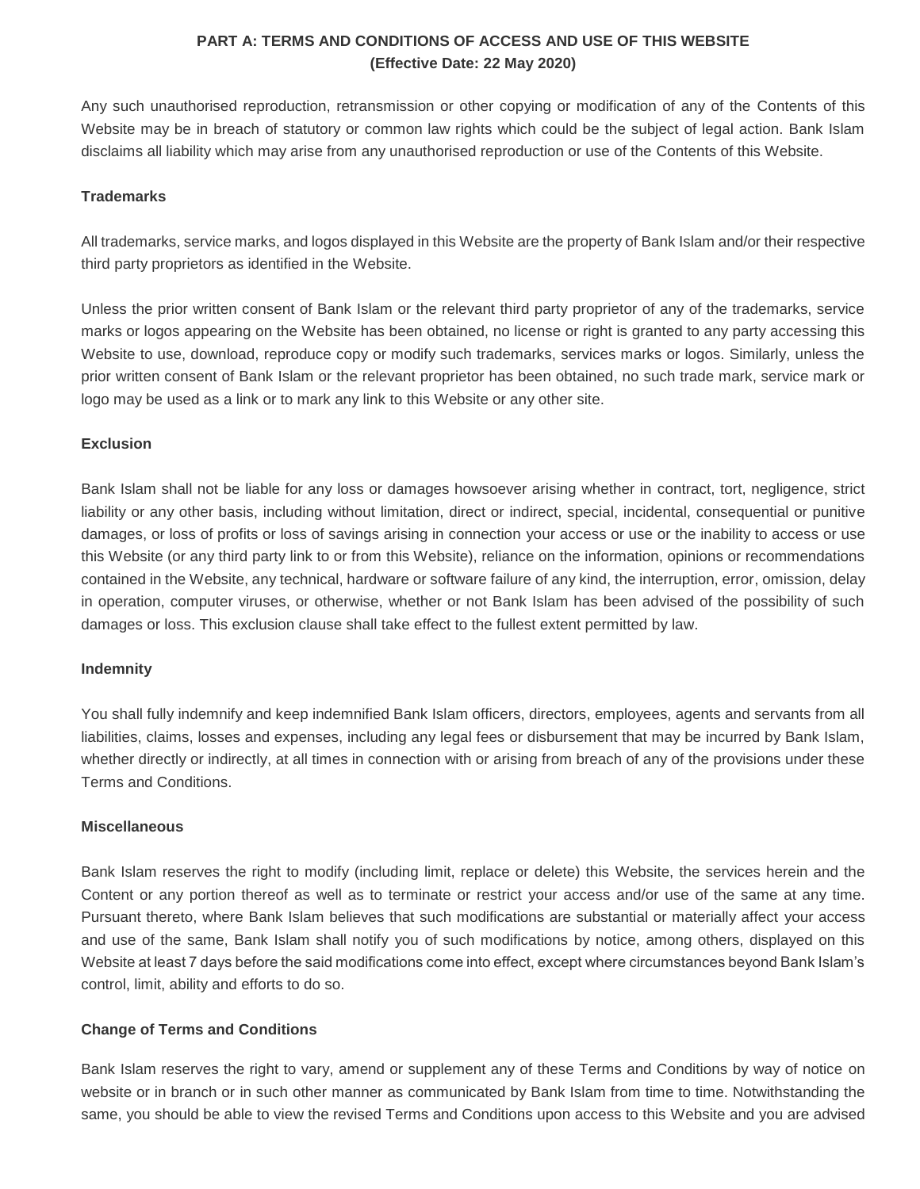**PART A: TERMS AND CONDITIONS OF ACCESS AND USE OF THIS WEBSITE**
**(Effective Date: 22 May 2020)**

Any such unauthorised reproduction, retransmission or other copying or modification of any of the Contents of this Website may be in breach of statutory or common law rights which could be the subject of legal action. Bank Islam disclaims all liability which may arise from any unauthorised reproduction or use of the Contents of this Website.

**Trademarks**

All trademarks, service marks, and logos displayed in this Website are the property of Bank Islam and/or their respective third party proprietors as identified in the Website.

Unless the prior written consent of Bank Islam or the relevant third party proprietor of any of the trademarks, service marks or logos appearing on the Website has been obtained, no license or right is granted to any party accessing this Website to use, download, reproduce copy or modify such trademarks, services marks or logos. Similarly, unless the prior written consent of Bank Islam or the relevant proprietor has been obtained, no such trade mark, service mark or logo may be used as a link or to mark any link to this Website or any other site.

**Exclusion**

Bank Islam shall not be liable for any loss or damages howsoever arising whether in contract, tort, negligence, strict liability or any other basis, including without limitation, direct or indirect, special, incidental, consequential or punitive damages, or loss of profits or loss of savings arising in connection your access or use or the inability to access or use this Website (or any third party link to or from this Website), reliance on the information, opinions or recommendations contained in the Website, any technical, hardware or software failure of any kind, the interruption, error, omission, delay in operation, computer viruses, or otherwise, whether or not Bank Islam has been advised of the possibility of such damages or loss. This exclusion clause shall take effect to the fullest extent permitted by law.

**Indemnity**

You shall fully indemnify and keep indemnified Bank Islam officers, directors, employees, agents and servants from all liabilities, claims, losses and expenses, including any legal fees or disbursement that may be incurred by Bank Islam, whether directly or indirectly, at all times in connection with or arising from breach of any of the provisions under these Terms and Conditions.

**Miscellaneous**

Bank Islam reserves the right to modify (including limit, replace or delete) this Website, the services herein and the Content or any portion thereof as well as to terminate or restrict your access and/or use of the same at any time. Pursuant thereto, where Bank Islam believes that such modifications are substantial or materially affect your access and use of the same, Bank Islam shall notify you of such modifications by notice, among others, displayed on this Website at least 7 days before the said modifications come into effect, except where circumstances beyond Bank Islam's control, limit, ability and efforts to do so.

**Change of Terms and Conditions**

Bank Islam reserves the right to vary, amend or supplement any of these Terms and Conditions by way of notice on website or in branch or in such other manner as communicated by Bank Islam from time to time. Notwithstanding the same, you should be able to view the revised Terms and Conditions upon access to this Website and you are advised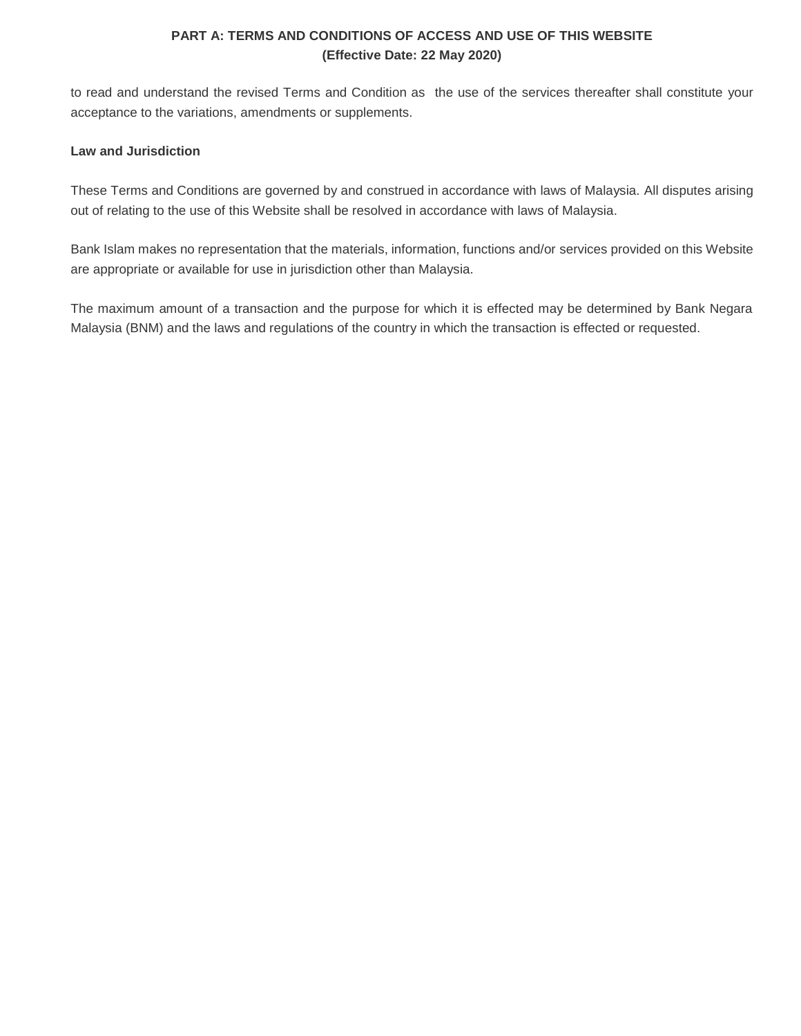to read and understand the revised Terms and Condition as the use of the services thereafter shall constitute your acceptance to the variations, amendments or supplements.

**Law and Jurisdiction**

These Terms and Conditions are governed by and construed in accordance with laws of Malaysia. All disputes arising out of relating to the use of this Website shall be resolved in accordance with laws of Malaysia.

Bank Islam makes no representation that the materials, information, functions and/or services provided on this Website are appropriate or available for use in jurisdiction other than Malaysia.

The maximum amount of a transaction and the purpose for which it is effected may be determined by Bank Negara Malaysia (BNM) and the laws and regulations of the country in which the transaction is effected or requested.